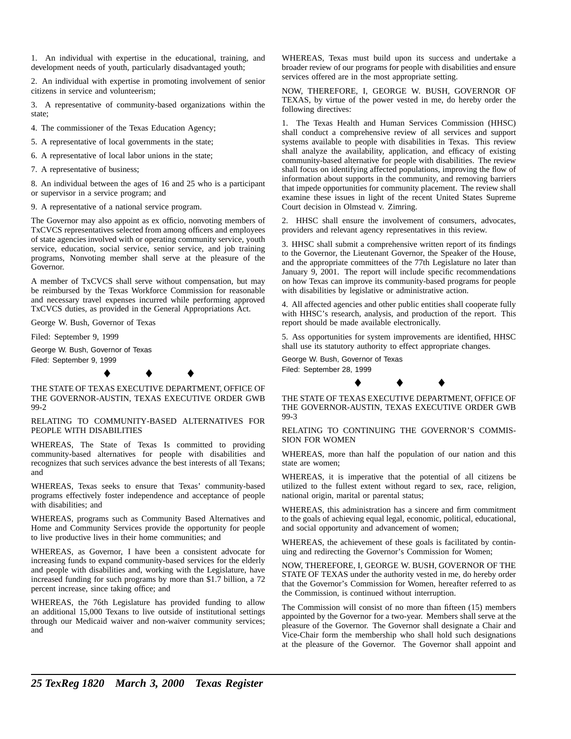1. An individual with expertise in the educational, training, and development needs of youth, particularly disadvantaged youth;

2. An individual with expertise in promoting involvement of senior citizens in service and volunteerism;

3. A representative of community-based organizations within the state;

4. The commissioner of the Texas Education Agency;

5. A representative of local governments in the state;

6. A representative of local labor unions in the state;

7. A representative of business;

8. An individual between the ages of 16 and 25 who is a participant or supervisor in a service program; and

9. A representative of a national service program.

The Governor may also appoint as ex officio, nonvoting members of TxCVCS representatives selected from among officers and employees of state agencies involved with or operating community service, youth service, education, social service, senior service, and job training programs, Nonvoting member shall serve at the pleasure of the Governor.

A member of TxCVCS shall serve without compensation, but may be reimbursed by the Texas Workforce Commission for reasonable and necessary travel expenses incurred while performing approved TxCVCS duties, as provided in the General Appropriations Act.

George W. Bush, Governor of Texas

Filed: September 9, 1999

George W. Bush, Governor of Texas

Filed: September 9, 1999

♦ ♦ ♦

THE STATE OF TEXAS EXECUTIVE DEPARTMENT, OFFICE OF THE GOVERNOR-AUSTIN, TEXAS EXECUTIVE ORDER GWB 99-2

RELATING TO COMMUNITY-BASED ALTERNATIVES FOR PEOPLE WITH DISABILITIES

WHEREAS, The State of Texas Is committed to providing community-based alternatives for people with disabilities and recognizes that such services advance the best interests of all Texans; and

WHEREAS, Texas seeks to ensure that Texas' community-based programs effectively foster independence and acceptance of people with disabilities; and

WHEREAS, programs such as Community Based Alternatives and Home and Community Services provide the opportunity for people to live productive lives in their home communities; and

WHEREAS, as Governor, I have been a consistent advocate for increasing funds to expand community-based services for the elderly and people with disabilities and, working with the Legislature, have increased funding for such programs by more than $1.7 billion, a 72 percent increase, since taking office; and

WHEREAS, the 76th Legislature has provided funding to allow an additional 15,000 Texans to live outside of institutional settings through our Medicaid waiver and non-waiver community services; and

WHEREAS, Texas must build upon its success and undertake a broader review of our programs for people with disabilities and ensure services offered are in the most appropriate setting.

NOW, THEREFORE, I, GEORGE W. BUSH, GOVERNOR OF TEXAS, by virtue of the power vested in me, do hereby order the following directives:

1. The Texas Health and Human Services Commission (HHSC) shall conduct a comprehensive review of all services and support systems available to people with disabilities in Texas. This review shall analyze the availability, application, and efficacy of existing community-based alternative for people with disabilities. The review shall focus on identifying affected populations, improving the flow of information about supports in the community, and removing barriers that impede opportunities for community placement. The review shall examine these issues in light of the recent United States Supreme Court decision in Olmstead v. Zimring.

2. HHSC shall ensure the involvement of consumers, advocates, providers and relevant agency representatives in this review.

3. HHSC shall submit a comprehensive written report of its findings to the Governor, the Lieutenant Governor, the Speaker of the House, and the appropriate committees of the 77th Legislature no later than January 9, 2001. The report will include specific recommendations on how Texas can improve its community-based programs for people with disabilities by legislative or administrative action.

4. All affected agencies and other public entities shall cooperate fully with HHSC's research, analysis, and production of the report. This report should be made available electronically.

5. Ass opportunities for system improvements are identified, HHSC shall use its statutory authority to effect appropriate changes.

George W. Bush, Governor of Texas

Filed: September 28, 1999

♦ ♦ ♦

THE STATE OF TEXAS EXECUTIVE DEPARTMENT, OFFICE OF THE GOVERNOR-AUSTIN, TEXAS EXECUTIVE ORDER GWB 99-3

RELATING TO CONTINUING THE GOVERNOR'S COMMISSION FOR WOMEN

WHEREAS, more than half the population of our nation and this state are women;

WHEREAS, it is imperative that the potential of all citizens be utilized to the fullest extent without regard to sex, race, religion, national origin, marital or parental status;

WHEREAS, this administration has a sincere and firm commitment to the goals of achieving equal legal, economic, political, educational, and social opportunity and advancement of women;

WHEREAS, the achievement of these goals is facilitated by continuing and redirecting the Governor's Commission for Women;

NOW, THEREFORE, I, GEORGE W. BUSH, GOVERNOR OF THE STATE OF TEXAS under the authority vested in me, do hereby order that the Governor's Commission for Women, hereafter referred to as the Commission, is continued without interruption.

The Commission will consist of no more than fifteen (15) members appointed by the Governor for a two-year. Members shall serve at the pleasure of the Governor. The Governor shall designate a Chair and Vice-Chair form the membership who shall hold such designations at the pleasure of the Governor. The Governor shall appoint and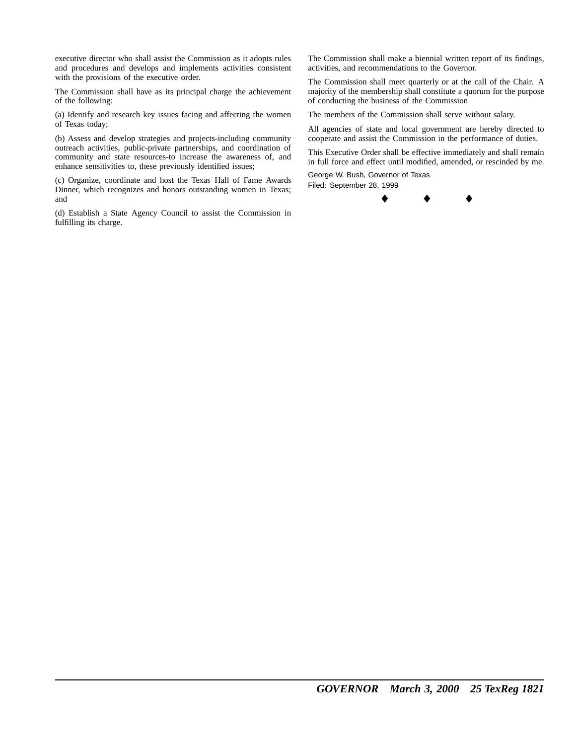executive director who shall assist the Commission as it adopts rules and procedures and develops and implements activities consistent with the provisions of the executive order.

The Commission shall have as its principal charge the achievement of the following:

(a) Identify and research key issues facing and affecting the women of Texas today;

(b) Assess and develop strategies and projects-including community outreach activities, public-private partnerships, and coordination of community and state resources-to increase the awareness of, and enhance sensitivities to, these previously identified issues;

(c) Organize, coordinate and host the Texas Hall of Fame Awards Dinner, which recognizes and honors outstanding women in Texas; and

(d) Establish a State Agency Council to assist the Commission in fulfilling its charge.

The Commission shall make a biennial written report of its findings, activities, and recommendations to the Governor.

The Commission shall meet quarterly or at the call of the Chair. A majority of the membership shall constitute a quorum for the purpose of conducting the business of the Commission

The members of the Commission shall serve without salary.

All agencies of state and local government are hereby directed to cooperate and assist the Commission in the performance of duties.

This Executive Order shall be effective immediately and shall remain in full force and effect until modified, amended, or rescinded by me.

George W. Bush, Governor of Texas

Filed: September 28, 1999

♦ ♦ ♦